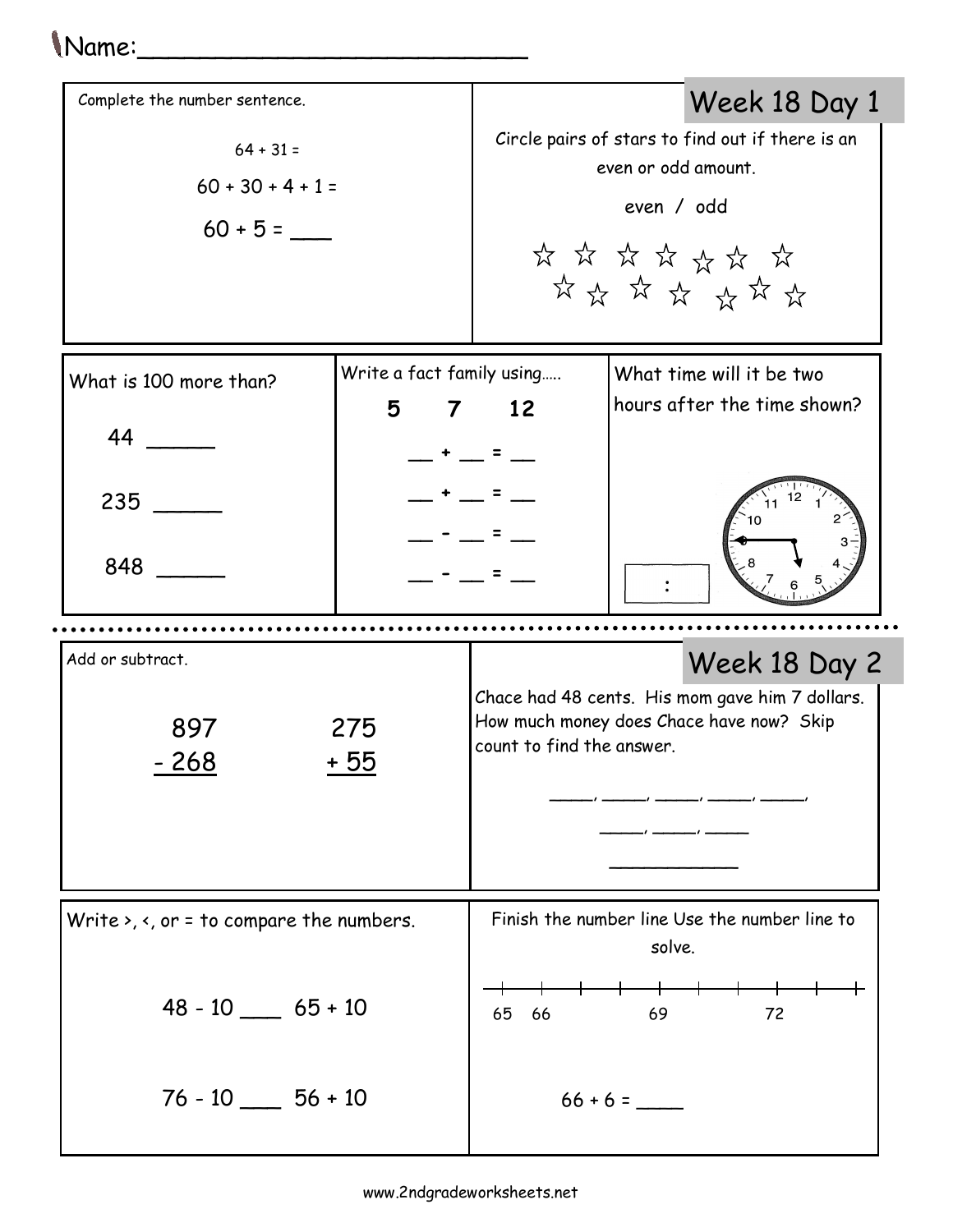Name:_________________________

## Week 18 Day 1

Complete the number sentence.

64 + 31 =

60 + 30 + 4 + 1 =

60 + 5 = ___

Circle pairs of stars to find out if there is an even or odd amount.

even / odd

☆ ☆ ☆ ☆ ☆ ☆ ☆
☆ ☆ ☆ ☆ ☆ ☆ ☆

What is 100 more than?

44 _____

235 _____

848 _____

Write a fact family using.....

**5 7 12**

__ + __ = __

__ + __ = __

__ - __ = __

__ - __ = __

What time will it be two hours after the time shown?

[ : ]

## Week 18 Day 2

Add or subtract.

$$\begin{array}{r} 897 \\ -\ 268 \\ \hline \end{array} \qquad \begin{array}{r} 275 \\ +\ 55 \\ \hline \end{array}$$

Chace had 48 cents. His mom gave him 7 dollars. How much money does Chace have now? Skip count to find the answer.

_____, _____, _____, _____, _____,

_____, _____, _____

___________

Write >, <, or = to compare the numbers.

48 - 10 ___ 65 + 10

76 - 10 ___ 56 + 10

Finish the number line Use the number line to solve.

65 66 _ _ 69 _ _ 72 _ _

66 + 6 = ____

www.2ndgradeworksheets.net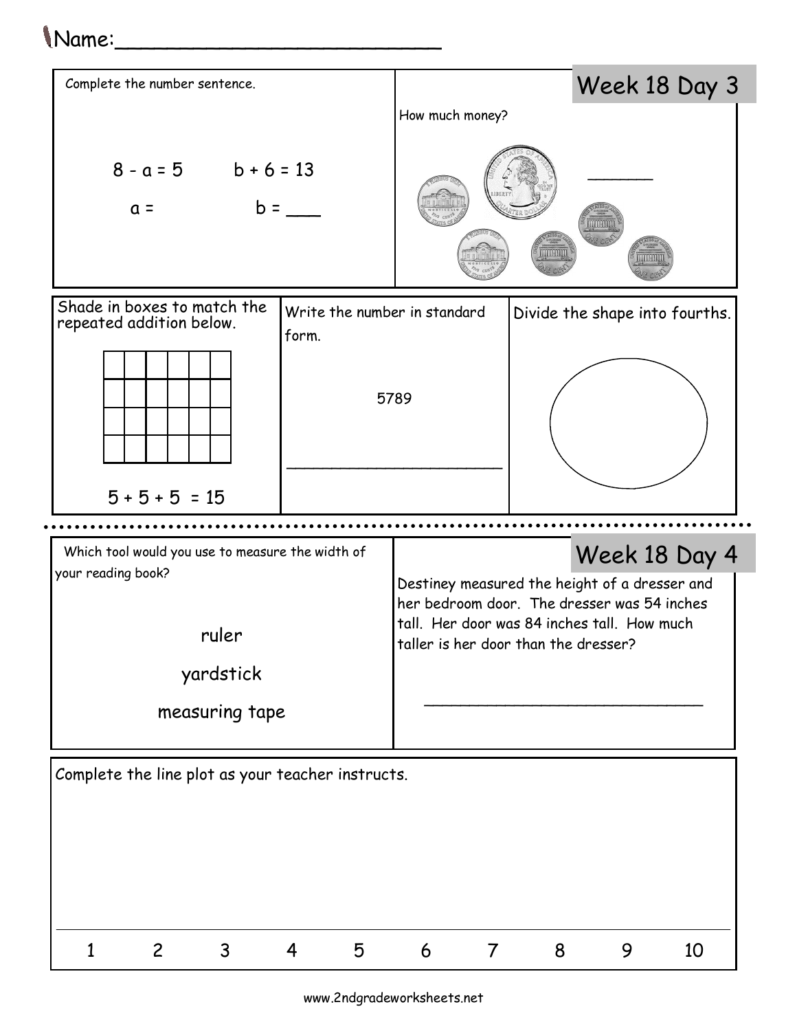Name:_________________________

## Week 18 Day 3

Complete the number sentence.

$8 - a = 5$ $b + 6 = 13$

a = b = ___

How much money?

______

Shade in boxes to match the repeated addition below.

$5 + 5 + 5 = 15$

Write the number in standard form.

5789

______________________

Divide the shape into fourths.

## Week 18 Day 4

Which tool would you use to measure the width of your reading book?

ruler

yardstick

measuring tape

Destiney measured the height of a dresser and her bedroom door. The dresser was 54 inches tall. Her door was 84 inches tall. How much taller is her door than the dresser?

____________________________

Complete the line plot as your teacher instructs.

1 2 3 4 5 6 7 8 9 10

www.2ndgradeworksheets.net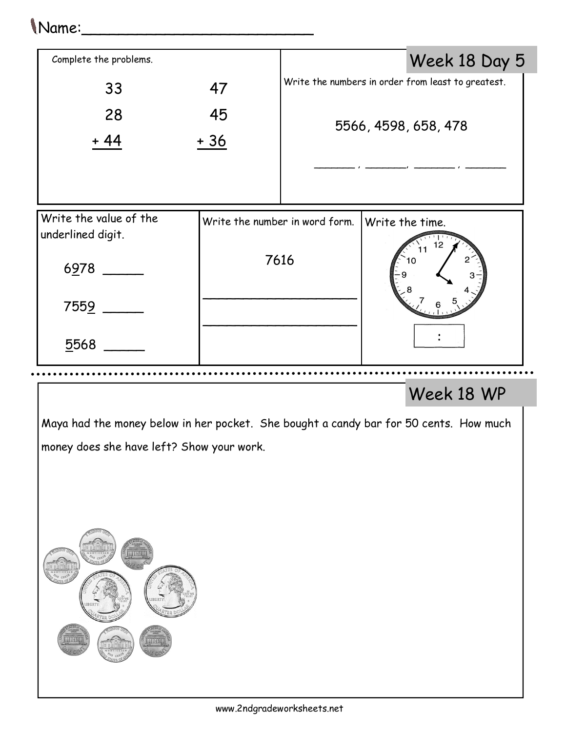Name:________________________

## Week 18 Day 5

Complete the problems.

```
  33      47
  28      45
+ 44    + 36
```

Write the numbers in order from least to greatest.

5566, 4598, 658, 478

_______ , _______, _______ , _______

Write the value of the underlined digit.

6<u>9</u>78 _____

755<u>9</u> _____

<u>5</u>568 _____

Write the number in word form.

7616

_______________________

_______________________

Write the time.

12, 11, 10, 9, 8, 7, 6, 5, 4, 3, 2

____ : ____

## Week 18 WP

Maya had the money below in her pocket. She bought a candy bar for 50 cents. How much money does she have left? Show your work.